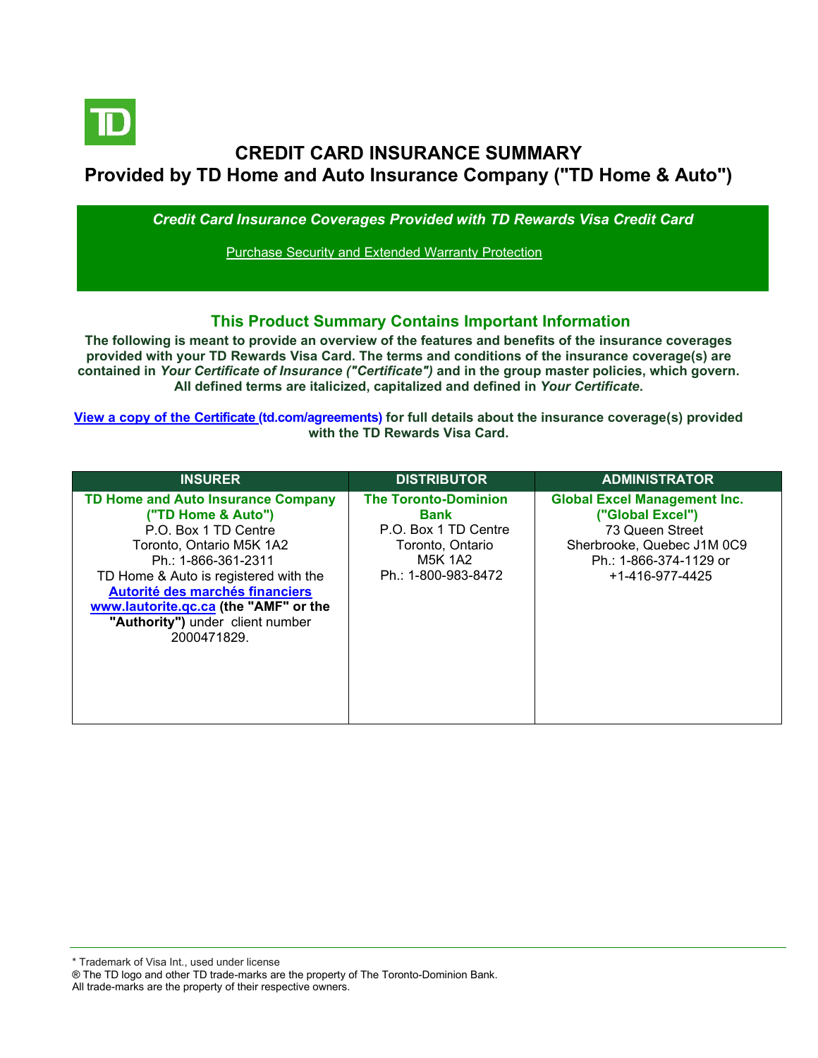# CREDIT CARD INSURANCE SUMMARY

## Provided by TD Home and Auto Insurance Company ("TD Home & Auto")

***Credit Card Insurance Coverages Provided with TD Rewards Visa Credit Card***

Purchase Security and Extended Warranty Protection

## This Product Summary Contains Important Information

**The following is meant to provide an overview of the features and benefits of the insurance coverages provided with your TD Rewards Visa Card. The terms and conditions of the insurance coverage(s) are contained in *Your Certificate of Insurance ("Certificate")* and in the group master policies, which govern. All defined terms are italicized, capitalized and defined in *Your Certificate*.**

**View a copy of the Certificate (td.com/agreements) for full details about the insurance coverage(s) provided with the TD Rewards Visa Card.**

| INSURER | DISTRIBUTOR | ADMINISTRATOR |
|---|---|---|
| **TD Home and Auto Insurance Company ("TD Home & Auto")**<br>P.O. Box 1 TD Centre<br>Toronto, Ontario M5K 1A2<br>Ph.: 1-866-361-2311<br>TD Home & Auto is registered with the **Autorité des marchés financiers www.lautorite.qc.ca (the "AMF" or the "Authority")** under client number 2000471829. | **The Toronto-Dominion Bank**<br>P.O. Box 1 TD Centre<br>Toronto, Ontario<br>M5K 1A2<br>Ph.: 1-800-983-8472 | **Global Excel Management Inc. ("Global Excel")**<br>73 Queen Street<br>Sherbrooke, Quebec J1M 0C9<br>Ph.: 1-866-374-1129 or<br>+1-416-977-4425 |

* Trademark of Visa Int., used under license
® The TD logo and other TD trade-marks are the property of The Toronto-Dominion Bank.
All trade-marks are the property of their respective owners.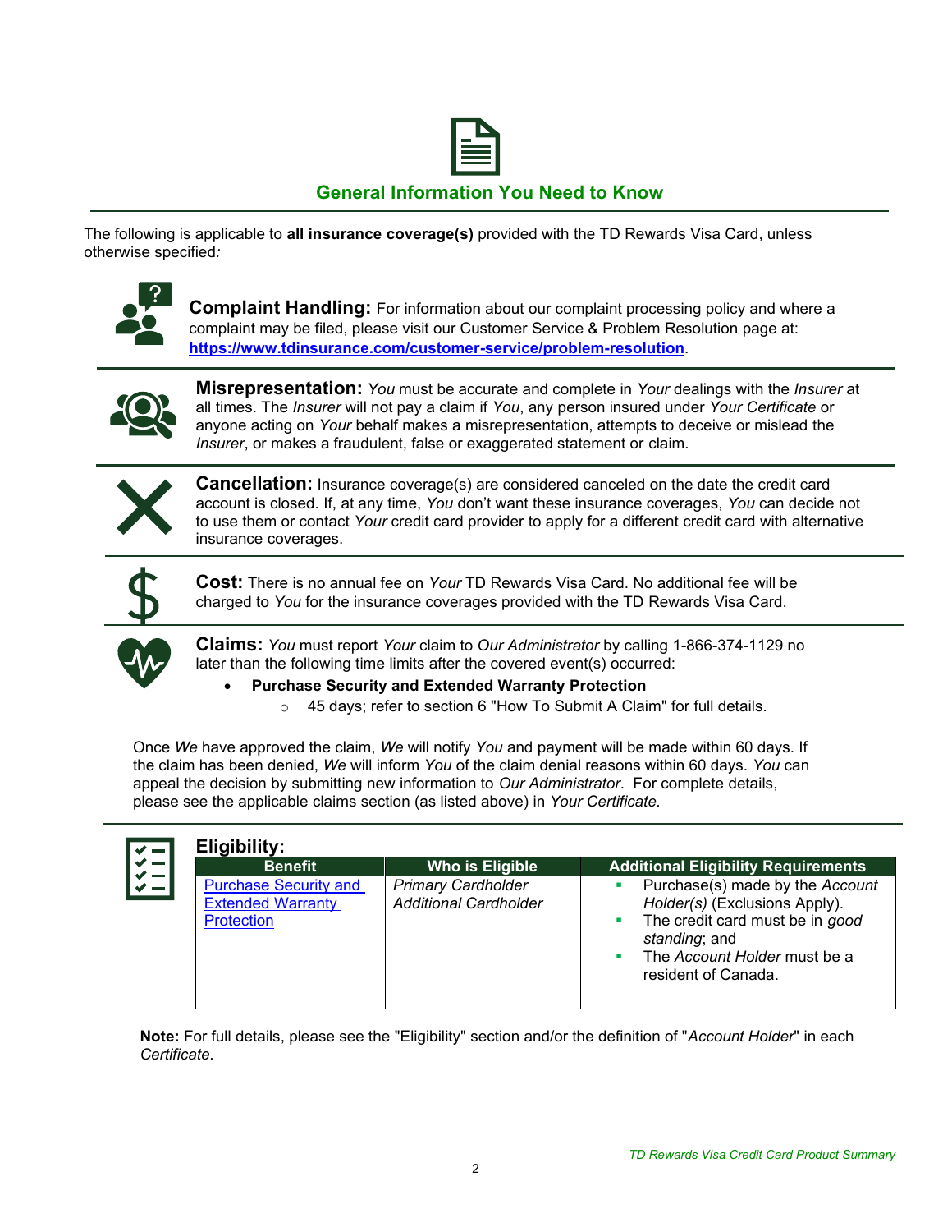## General Information You Need to Know

The following is applicable to **all insurance coverage(s)** provided with the TD Rewards Visa Card, unless otherwise specified*:*

**Complaint Handling:** For information about our complaint processing policy and where a complaint may be filed, please visit our Customer Service & Problem Resolution page at: **https://www.tdinsurance.com/customer-service/problem-resolution**.

**Misrepresentation:** *You* must be accurate and complete in *Your* dealings with the *Insurer* at all times. The *Insurer* will not pay a claim if *You*, any person insured under *Your Certificate* or anyone acting on *Your* behalf makes a misrepresentation, attempts to deceive or mislead the *Insurer*, or makes a fraudulent, false or exaggerated statement or claim.

**Cancellation:** Insurance coverage(s) are considered canceled on the date the credit card account is closed. If, at any time, *You* don't want these insurance coverages, *You* can decide not to use them or contact *Your* credit card provider to apply for a different credit card with alternative insurance coverages.

**Cost:** There is no annual fee on *Your* TD Rewards Visa Card. No additional fee will be charged to *You* for the insurance coverages provided with the TD Rewards Visa Card.

**Claims:** *You* must report *Your* claim to *Our Administrator* by calling 1-866-374-1129 no later than the following time limits after the covered event(s) occurred:

- **Purchase Security and Extended Warranty Protection**
  - 45 days; refer to section 6 "How To Submit A Claim" for full details.

Once *We* have approved the claim, *We* will notify *You* and payment will be made within 60 days. If the claim has been denied, *We* will inform *You* of the claim denial reasons within 60 days. *You* can appeal the decision by submitting new information to *Our Administrator*. For complete details, please see the applicable claims section (as listed above) in *Your Certificate*.

**Eligibility:**

| Benefit | Who is Eligible | Additional Eligibility Requirements |
|---|---|---|
| Purchase Security and Extended Warranty Protection | *Primary Cardholder*<br>*Additional Cardholder* | ▪ Purchase(s) made by the *Account Holder(s)* (Exclusions Apply).<br>▪ The credit card must be in *good standing*; and<br>▪ The *Account Holder* must be a resident of Canada. |

**Note:** For full details, please see the "Eligibility" section and/or the definition of "*Account Holder*" in each *Certificate*.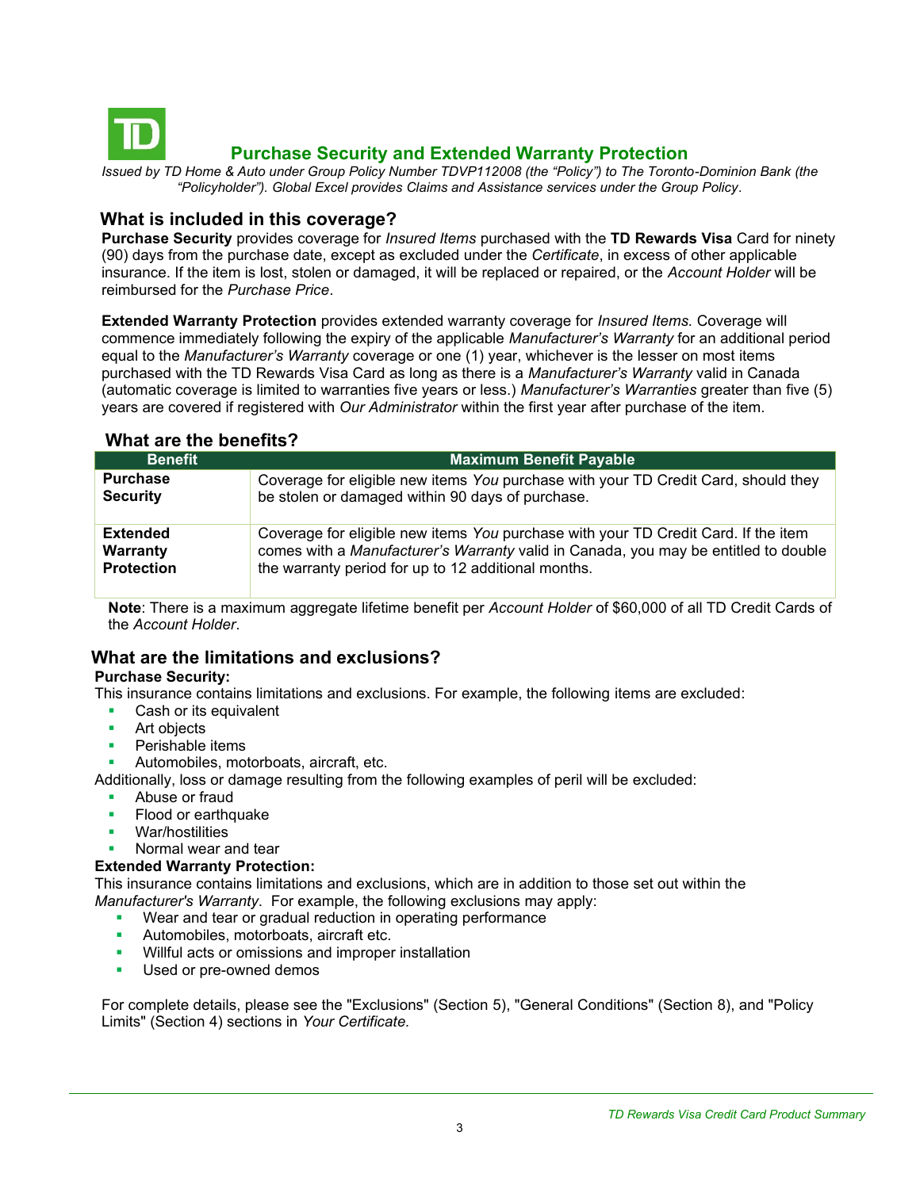# Purchase Security and Extended Warranty Protection

*Issued by TD Home & Auto under Group Policy Number TDVP112008 (the "Policy") to The Toronto-Dominion Bank (the "Policyholder"). Global Excel provides Claims and Assistance services under the Group Policy.*

## What is included in this coverage?

**Purchase Security** provides coverage for *Insured Items* purchased with the **TD Rewards Visa** Card for ninety (90) days from the purchase date, except as excluded under the *Certificate*, in excess of other applicable insurance. If the item is lost, stolen or damaged, it will be replaced or repaired, or the *Account Holder* will be reimbursed for the *Purchase Price*.

**Extended Warranty Protection** provides extended warranty coverage for *Insured Items.* Coverage will commence immediately following the expiry of the applicable *Manufacturer's Warranty* for an additional period equal to the *Manufacturer's Warranty* coverage or one (1) year, whichever is the lesser on most items purchased with the TD Rewards Visa Card as long as there is a *Manufacturer's Warranty* valid in Canada (automatic coverage is limited to warranties five years or less.) *Manufacturer's Warranties* greater than five (5) years are covered if registered with *Our Administrator* within the first year after purchase of the item.

## What are the benefits?

| Benefit | Maximum Benefit Payable |
|---|---|
| **Purchase Security** | Coverage for eligible new items *You* purchase with your TD Credit Card, should they be stolen or damaged within 90 days of purchase. |
| **Extended Warranty Protection** | Coverage for eligible new items *You* purchase with your TD Credit Card. If the item comes with a *Manufacturer's Warranty* valid in Canada, you may be entitled to double the warranty period for up to 12 additional months. |

**Note**: There is a maximum aggregate lifetime benefit per *Account Holder* of $60,000 of all TD Credit Cards of the *Account Holder*.

## What are the limitations and exclusions?

**Purchase Security:**

This insurance contains limitations and exclusions. For example, the following items are excluded:

- Cash or its equivalent
- Art objects
- Perishable items
- Automobiles, motorboats, aircraft, etc.

Additionally, loss or damage resulting from the following examples of peril will be excluded:

- Abuse or fraud
- Flood or earthquake
- War/hostilities
- Normal wear and tear

**Extended Warranty Protection:**

This insurance contains limitations and exclusions, which are in addition to those set out within the *Manufacturer's Warranty*. For example, the following exclusions may apply:

- Wear and tear or gradual reduction in operating performance
- Automobiles, motorboats, aircraft etc.
- Willful acts or omissions and improper installation
- Used or pre-owned demos

For complete details, please see the "Exclusions" (Section 5), "General Conditions" (Section 8), and "Policy Limits" (Section 4) sections in *Your Certificate.*